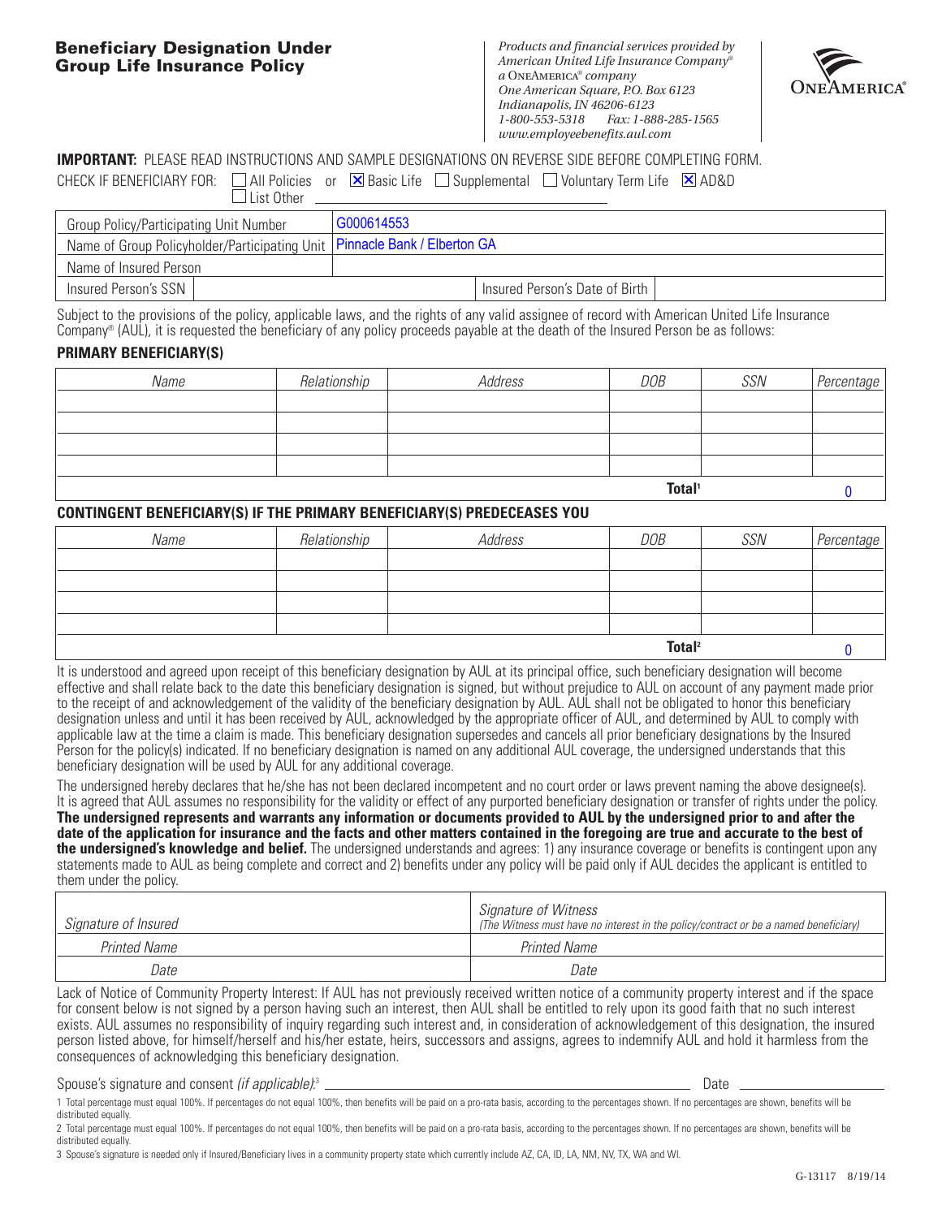# Beneficiary Designation Under Group Life Insurance Policy

*Products and financial services provided by American United Life Insurance Company® a ONEAMERICA® company One American Square, P.O. Box 6123 Indianapolis, IN 46206-6123 1-800-553-5318 Fax: 1-888-285-1565 www.employeebenefits.aul.com*

ONEAMERICA®

**IMPORTANT:** PLEASE READ INSTRUCTIONS AND SAMPLE DESIGNATIONS ON REVERSE SIDE BEFORE COMPLETING FORM.

CHECK IF BENEFICIARY FOR: ☐ All Policies or ☒ Basic Life ☐ Supplemental ☐ Voluntary Term Life ☒ AD&D ☐ List Other ____________

| | | | |
|---|---|---|---|
| Group Policy/Participating Unit Number | G000614553 | | |
| Name of Group Policyholder/Participating Unit | Pinnacle Bank / Elberton GA | | |
| Name of Insured Person | | | |
| Insured Person's SSN | | Insured Person's Date of Birth | |

Subject to the provisions of the policy, applicable laws, and the rights of any valid assignee of record with American United Life Insurance Company® (AUL), it is requested the beneficiary of any policy proceeds payable at the death of the Insured Person be as follows:

**PRIMARY BENEFICIARY(S)**

| *Name* | *Relationship* | *Address* | *DOB* | *SSN* | *Percentage* |
|---|---|---|---|---|---|
| | | | | | |
| | | | | | |
| | | | | | |
| | | | | | |
| | | | | **Total[1]** | 0 |

**CONTINGENT BENEFICIARY(S) IF THE PRIMARY BENEFICIARY(S) PREDECEASES YOU**

| *Name* | *Relationship* | *Address* | *DOB* | *SSN* | *Percentage* |
|---|---|---|---|---|---|
| | | | | | |
| | | | | | |
| | | | | | |
| | | | | | |
| | | | | **Total[2]** | 0 |

It is understood and agreed upon receipt of this beneficiary designation by AUL at its principal office, such beneficiary designation will become effective and shall relate back to the date this beneficiary designation is signed, but without prejudice to AUL on account of any payment made prior to the receipt of and acknowledgement of the validity of the beneficiary designation by AUL. AUL shall not be obligated to honor this beneficiary designation unless and until it has been received by AUL, acknowledged by the appropriate officer of AUL, and determined by AUL to comply with applicable law at the time a claim is made. This beneficiary designation supersedes and cancels all prior beneficiary designations by the Insured Person for the policy(s) indicated. If no beneficiary designation is named on any additional AUL coverage, the undersigned understands that this beneficiary designation will be used by AUL for any additional coverage.

The undersigned hereby declares that he/she has not been declared incompetent and no court order or laws prevent naming the above designee(s). It is agreed that AUL assumes no responsibility for the validity or effect of any purported beneficiary designation or transfer of rights under the policy. **The undersigned represents and warrants any information or documents provided to AUL by the undersigned prior to and after the date of the application for insurance and the facts and other matters contained in the foregoing are true and accurate to the best of the undersigned's knowledge and belief.** The undersigned understands and agrees: 1) any insurance coverage or benefits is contingent upon any statements made to AUL as being complete and correct and 2) benefits under any policy will be paid only if AUL decides the applicant is entitled to them under the policy.

| | |
|---|---|
| *Signature of Insured* | *Signature of Witness* *(The Witness must have no interest in the policy/contract or be a named beneficiary)* |
| *Printed Name* | *Printed Name* |
| *Date* | *Date* |

Lack of Notice of Community Property Interest: If AUL has not previously received written notice of a community property interest and if the space for consent below is not signed by a person having such an interest, then AUL shall be entitled to rely upon its good faith that no such interest exists. AUL assumes no responsibility of inquiry regarding such interest and, in consideration of acknowledgement of this designation, the insured person listed above, for himself/herself and his/her estate, heirs, successors and assigns, agrees to indemnify AUL and hold it harmless from the consequences of acknowledging this beneficiary designation.

Spouse's signature and consent *(if applicable)*:[3] ______________________ Date ____________

1 Total percentage must equal 100%. If percentages do not equal 100%, then benefits will be paid on a pro-rata basis, according to the percentages shown. If no percentages are shown, benefits will be distributed equally.

2 Total percentage must equal 100%. If percentages do not equal 100%, then benefits will be paid on a pro-rata basis, according to the percentages shown. If no percentages are shown, benefits will be distributed equally.

3 Spouse's signature is needed only if Insured/Beneficiary lives in a community property state which currently include AZ, CA, ID, LA, NM, NV, TX, WA and WI.

G-13117 8/19/14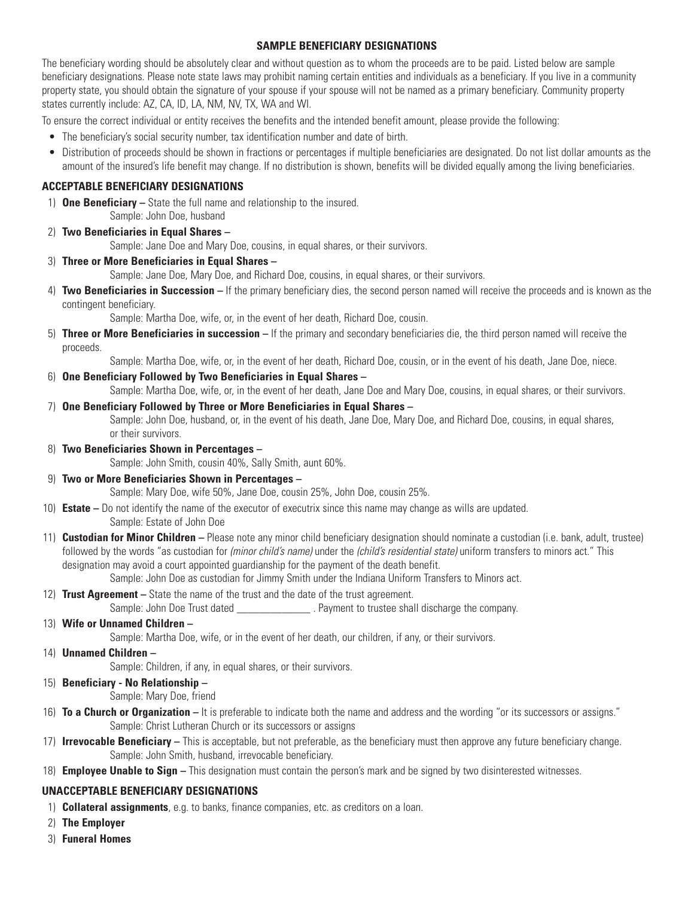## SAMPLE BENEFICIARY DESIGNATIONS

The beneficiary wording should be absolutely clear and without question as to whom the proceeds are to be paid. Listed below are sample beneficiary designations. Please note state laws may prohibit naming certain entities and individuals as a beneficiary. If you live in a community property state, you should obtain the signature of your spouse if your spouse will not be named as a primary beneficiary. Community property states currently include: AZ, CA, ID, LA, NM, NV, TX, WA and WI.

To ensure the correct individual or entity receives the benefits and the intended benefit amount, please provide the following:

- The beneficiary's social security number, tax identification number and date of birth.
- Distribution of proceeds should be shown in fractions or percentages if multiple beneficiaries are designated. Do not list dollar amounts as the amount of the insured's life benefit may change. If no distribution is shown, benefits will be divided equally among the living beneficiaries.

### ACCEPTABLE BENEFICIARY DESIGNATIONS

1) **One Beneficiary –** State the full name and relationship to the insured.
   Sample: John Doe, husband
2) **Two Beneficiaries in Equal Shares –**
   Sample: Jane Doe and Mary Doe, cousins, in equal shares, or their survivors.
3) **Three or More Beneficiaries in Equal Shares –**
   Sample: Jane Doe, Mary Doe, and Richard Doe, cousins, in equal shares, or their survivors.
4) **Two Beneficiaries in Succession –** If the primary beneficiary dies, the second person named will receive the proceeds and is known as the contingent beneficiary.
   Sample: Martha Doe, wife, or, in the event of her death, Richard Doe, cousin.
5) **Three or More Beneficiaries in succession –** If the primary and secondary beneficiaries die, the third person named will receive the proceeds.
   Sample: Martha Doe, wife, or, in the event of her death, Richard Doe, cousin, or in the event of his death, Jane Doe, niece.
6) **One Beneficiary Followed by Two Beneficiaries in Equal Shares –**
   Sample: Martha Doe, wife, or, in the event of her death, Jane Doe and Mary Doe, cousins, in equal shares, or their survivors.
7) **One Beneficiary Followed by Three or More Beneficiaries in Equal Shares –**
   Sample: John Doe, husband, or, in the event of his death, Jane Doe, Mary Doe, and Richard Doe, cousins, in equal shares, or their survivors.
8) **Two Beneficiaries Shown in Percentages –**
   Sample: John Smith, cousin 40%, Sally Smith, aunt 60%.
9) **Two or More Beneficiaries Shown in Percentages –**
   Sample: Mary Doe, wife 50%, Jane Doe, cousin 25%, John Doe, cousin 25%.
10) **Estate –** Do not identify the name of the executor of executrix since this name may change as wills are updated.
    Sample: Estate of John Doe
11) **Custodian for Minor Children –** Please note any minor child beneficiary designation should nominate a custodian (i.e. bank, adult, trustee) followed by the words "as custodian for *(minor child's name)* under the *(child's residential state)* uniform transfers to minors act." This designation may avoid a court appointed guardianship for the payment of the death benefit.
    Sample: John Doe as custodian for Jimmy Smith under the Indiana Uniform Transfers to Minors act.
12) **Trust Agreement –** State the name of the trust and the date of the trust agreement.
    Sample: John Doe Trust dated ______________ . Payment to trustee shall discharge the company.
13) **Wife or Unnamed Children –**
    Sample: Martha Doe, wife, or in the event of her death, our children, if any, or their survivors.
14) **Unnamed Children –**
    Sample: Children, if any, in equal shares, or their survivors.
15) **Beneficiary - No Relationship –**
    Sample: Mary Doe, friend
16) **To a Church or Organization –** It is preferable to indicate both the name and address and the wording "or its successors or assigns."
    Sample: Christ Lutheran Church or its successors or assigns
17) **Irrevocable Beneficiary –** This is acceptable, but not preferable, as the beneficiary must then approve any future beneficiary change.
    Sample: John Smith, husband, irrevocable beneficiary.
18) **Employee Unable to Sign –** This designation must contain the person's mark and be signed by two disinterested witnesses.

### UNACCEPTABLE BENEFICIARY DESIGNATIONS

1) **Collateral assignments**, e.g. to banks, finance companies, etc. as creditors on a loan.
2) **The Employer**
3) **Funeral Homes**